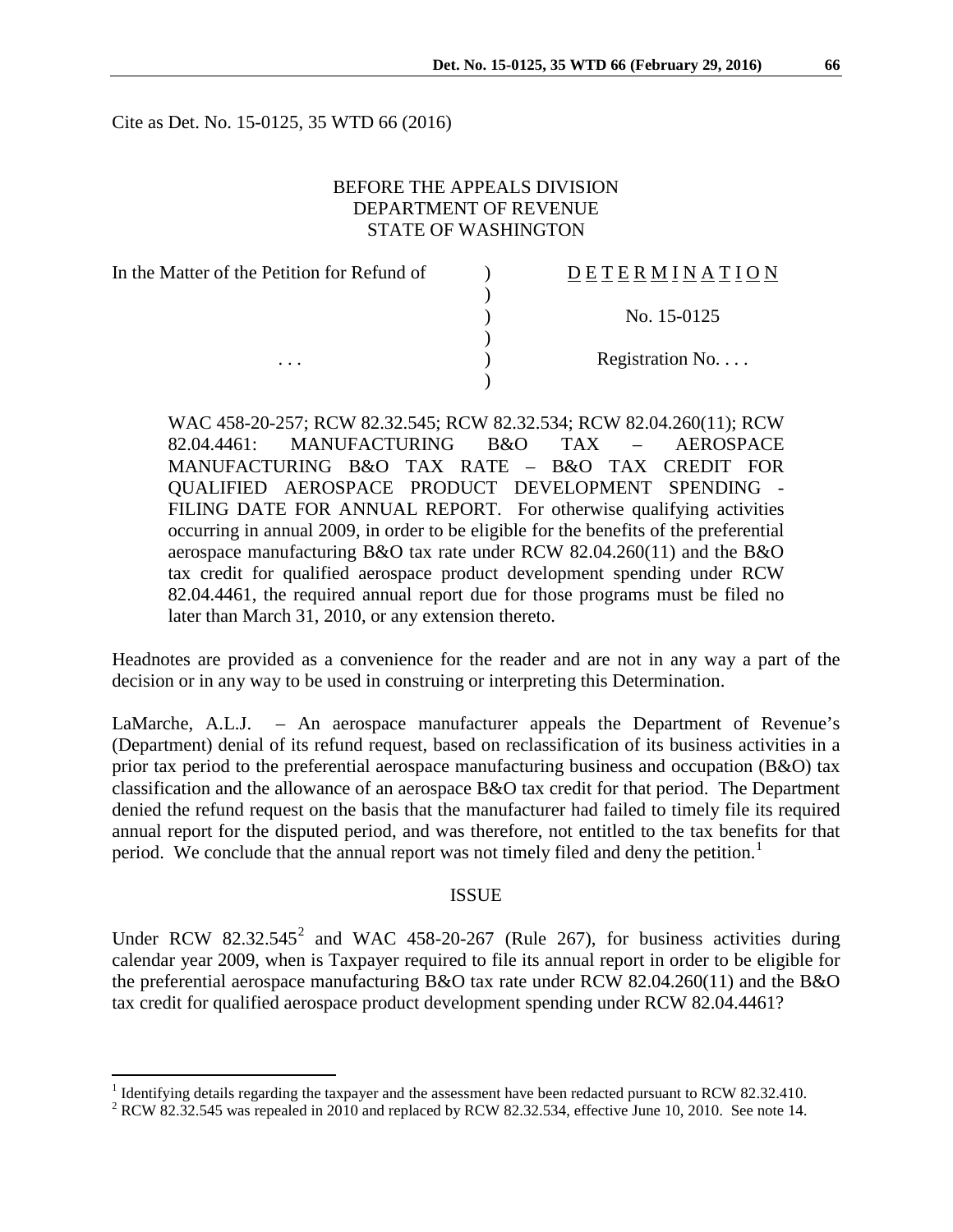Cite as Det. No. 15-0125, 35 WTD 66 (2016)

BEFORE THE APPEALS DIVISION
DEPARTMENT OF REVENUE
STATE OF WASHINGTON

| In the Matter of the Petition for Refund of | ) | DETERMINATION |
|---|---|---|
| | ) | |
| | ) | No. 15-0125 |
| | ) | |
| . . . | ) | Registration No. . . . |
| | ) | |

WAC 458-20-257; RCW 82.32.545; RCW 82.32.534; RCW 82.04.260(11); RCW 82.04.4461: MANUFACTURING B&O TAX – AEROSPACE MANUFACTURING B&O TAX RATE – B&O TAX CREDIT FOR QUALIFIED AEROSPACE PRODUCT DEVELOPMENT SPENDING - FILING DATE FOR ANNUAL REPORT. For otherwise qualifying activities occurring in annual 2009, in order to be eligible for the benefits of the preferential aerospace manufacturing B&O tax rate under RCW 82.04.260(11) and the B&O tax credit for qualified aerospace product development spending under RCW 82.04.4461, the required annual report due for those programs must be filed no later than March 31, 2010, or any extension thereto.

Headnotes are provided as a convenience for the reader and are not in any way a part of the decision or in any way to be used in construing or interpreting this Determination.

LaMarche, A.L.J. – An aerospace manufacturer appeals the Department of Revenue's (Department) denial of its refund request, based on reclassification of its business activities in a prior tax period to the preferential aerospace manufacturing business and occupation (B&O) tax classification and the allowance of an aerospace B&O tax credit for that period. The Department denied the refund request on the basis that the manufacturer had failed to timely file its required annual report for the disputed period, and was therefore, not entitled to the tax benefits for that period. We conclude that the annual report was not timely filed and deny the petition.[1]

## ISSUE

Under RCW 82.32.545[2] and WAC 458-20-267 (Rule 267), for business activities during calendar year 2009, when is Taxpayer required to file its annual report in order to be eligible for the preferential aerospace manufacturing B&O tax rate under RCW 82.04.260(11) and the B&O tax credit for qualified aerospace product development spending under RCW 82.04.4461?

---

[1] Identifying details regarding the taxpayer and the assessment have been redacted pursuant to RCW 82.32.410.

[2] RCW 82.32.545 was repealed in 2010 and replaced by RCW 82.32.534, effective June 10, 2010. See note 14.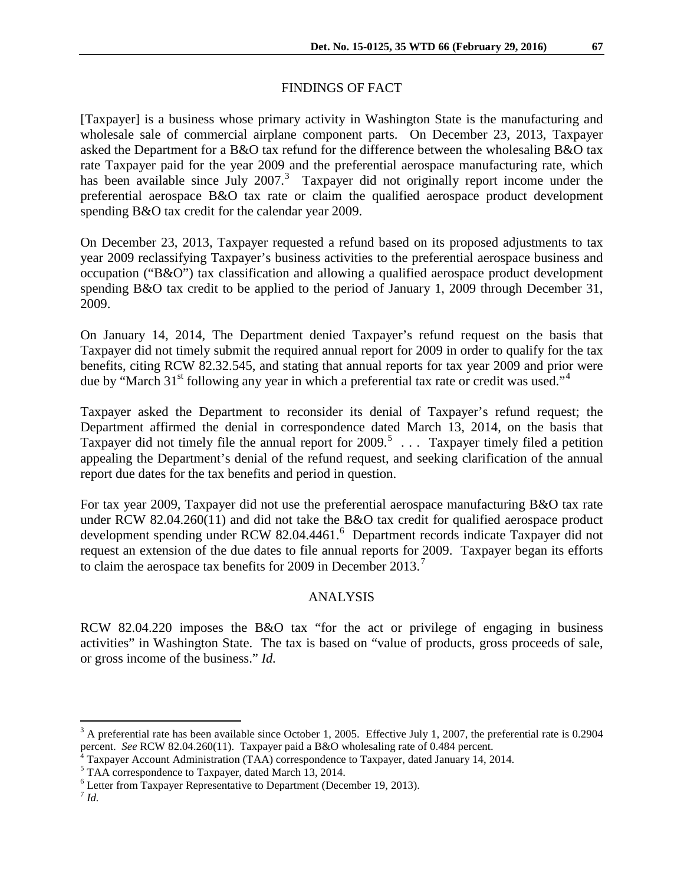## FINDINGS OF FACT

[Taxpayer] is a business whose primary activity in Washington State is the manufacturing and wholesale sale of commercial airplane component parts. On December 23, 2013, Taxpayer asked the Department for a B&O tax refund for the difference between the wholesaling B&O tax rate Taxpayer paid for the year 2009 and the preferential aerospace manufacturing rate, which has been available since July 2007.[3] Taxpayer did not originally report income under the preferential aerospace B&O tax rate or claim the qualified aerospace product development spending B&O tax credit for the calendar year 2009.

On December 23, 2013, Taxpayer requested a refund based on its proposed adjustments to tax year 2009 reclassifying Taxpayer's business activities to the preferential aerospace business and occupation ("B&O") tax classification and allowing a qualified aerospace product development spending B&O tax credit to be applied to the period of January 1, 2009 through December 31, 2009.

On January 14, 2014, The Department denied Taxpayer's refund request on the basis that Taxpayer did not timely submit the required annual report for 2009 in order to qualify for the tax benefits, citing RCW 82.32.545, and stating that annual reports for tax year 2009 and prior were due by "March 31st following any year in which a preferential tax rate or credit was used."[4]

Taxpayer asked the Department to reconsider its denial of Taxpayer's refund request; the Department affirmed the denial in correspondence dated March 13, 2014, on the basis that Taxpayer did not timely file the annual report for 2009.[5] . . . Taxpayer timely filed a petition appealing the Department's denial of the refund request, and seeking clarification of the annual report due dates for the tax benefits and period in question.

For tax year 2009, Taxpayer did not use the preferential aerospace manufacturing B&O tax rate under RCW 82.04.260(11) and did not take the B&O tax credit for qualified aerospace product development spending under RCW 82.04.4461.[6] Department records indicate Taxpayer did not request an extension of the due dates to file annual reports for 2009. Taxpayer began its efforts to claim the aerospace tax benefits for 2009 in December 2013.[7]

## ANALYSIS

RCW 82.04.220 imposes the B&O tax "for the act or privilege of engaging in business activities" in Washington State. The tax is based on "value of products, gross proceeds of sale, or gross income of the business." *Id.*

---

[3] A preferential rate has been available since October 1, 2005. Effective July 1, 2007, the preferential rate is 0.2904 percent. *See* RCW 82.04.260(11). Taxpayer paid a B&O wholesaling rate of 0.484 percent.

[4] Taxpayer Account Administration (TAA) correspondence to Taxpayer, dated January 14, 2014.

[5] TAA correspondence to Taxpayer, dated March 13, 2014.

[6] Letter from Taxpayer Representative to Department (December 19, 2013).

[7] *Id.*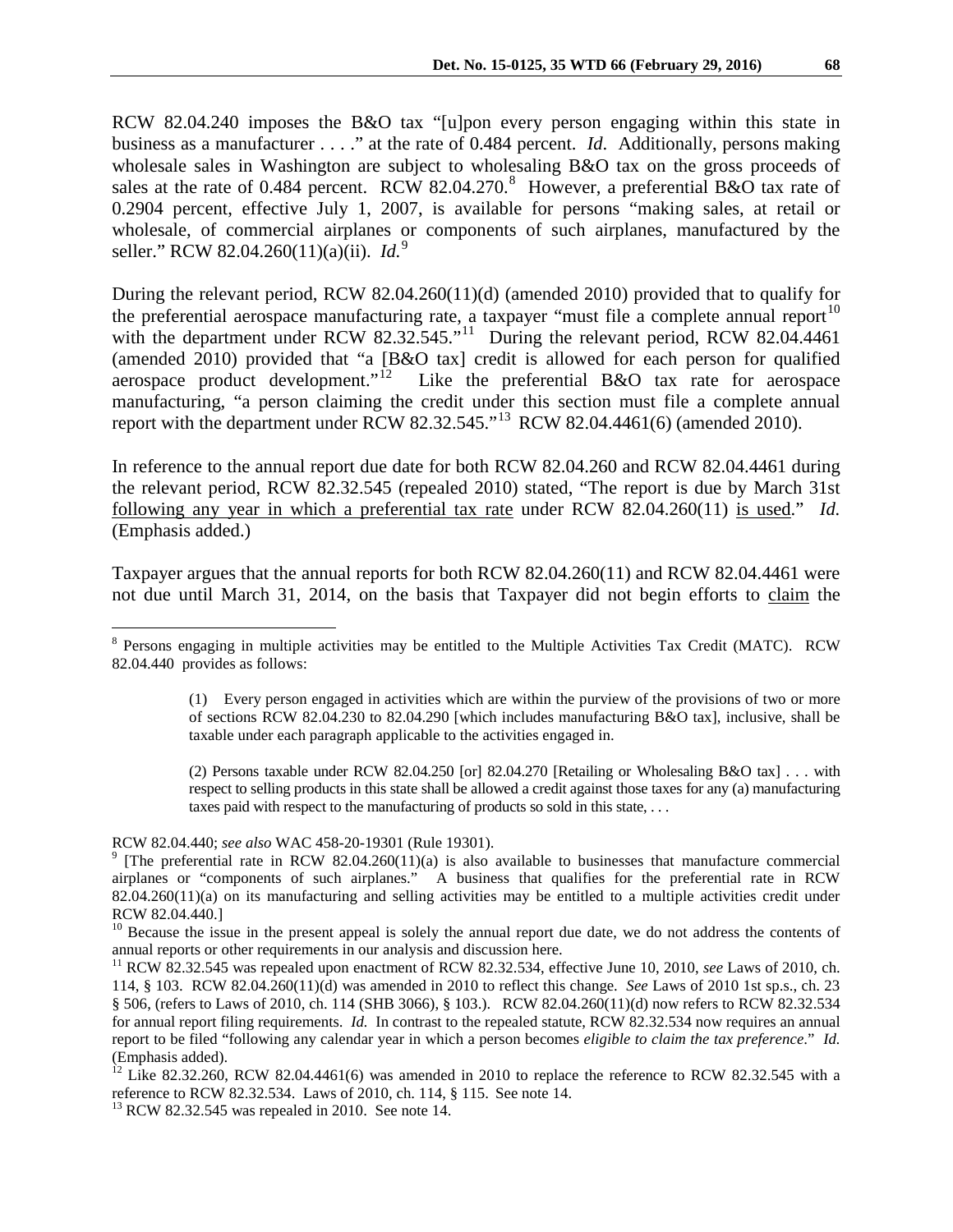RCW 82.04.240 imposes the B&O tax "[u]pon every person engaging within this state in business as a manufacturer . . . ." at the rate of 0.484 percent. *Id*. Additionally, persons making wholesale sales in Washington are subject to wholesaling B&O tax on the gross proceeds of sales at the rate of 0.484 percent. RCW 82.04.270.[8] However, a preferential B&O tax rate of 0.2904 percent, effective July 1, 2007, is available for persons "making sales, at retail or wholesale, of commercial airplanes or components of such airplanes, manufactured by the seller." RCW 82.04.260(11)(a)(ii). *Id.*[9]

During the relevant period, RCW 82.04.260(11)(d) (amended 2010) provided that to qualify for the preferential aerospace manufacturing rate, a taxpayer "must file a complete annual report[10] with the department under RCW 82.32.545."[11] During the relevant period, RCW 82.04.4461 (amended 2010) provided that "a [B&O tax] credit is allowed for each person for qualified aerospace product development."[12] Like the preferential B&O tax rate for aerospace manufacturing, "a person claiming the credit under this section must file a complete annual report with the department under RCW 82.32.545."[13] RCW 82.04.4461(6) (amended 2010).

In reference to the annual report due date for both RCW 82.04.260 and RCW 82.04.4461 during the relevant period, RCW 82.32.545 (repealed 2010) stated, "The report is due by March 31st <u>following any year in which a preferential tax rate</u> under RCW 82.04.260(11) <u>is used</u>." *Id.* (Emphasis added.)

Taxpayer argues that the annual reports for both RCW 82.04.260(11) and RCW 82.04.4461 were not due until March 31, 2014, on the basis that Taxpayer did not begin efforts to <u>claim</u> the

---

[8] Persons engaging in multiple activities may be entitled to the Multiple Activities Tax Credit (MATC). RCW 82.04.440 provides as follows:

> (1) Every person engaged in activities which are within the purview of the provisions of two or more of sections RCW 82.04.230 to 82.04.290 [which includes manufacturing B&O tax], inclusive, shall be taxable under each paragraph applicable to the activities engaged in.
>
> (2) Persons taxable under RCW 82.04.250 [or] 82.04.270 [Retailing or Wholesaling B&O tax] . . . with respect to selling products in this state shall be allowed a credit against those taxes for any (a) manufacturing taxes paid with respect to the manufacturing of products so sold in this state, . . .

RCW 82.04.440; *see also* WAC 458-20-19301 (Rule 19301).

[9] [The preferential rate in RCW 82.04.260(11)(a) is also available to businesses that manufacture commercial airplanes or "components of such airplanes." A business that qualifies for the preferential rate in RCW 82.04.260(11)(a) on its manufacturing and selling activities may be entitled to a multiple activities credit under RCW 82.04.440.]

[10] Because the issue in the present appeal is solely the annual report due date, we do not address the contents of annual reports or other requirements in our analysis and discussion here.

[11] RCW 82.32.545 was repealed upon enactment of RCW 82.32.534, effective June 10, 2010, *see* Laws of 2010, ch. 114, § 103. RCW 82.04.260(11)(d) was amended in 2010 to reflect this change. *See* Laws of 2010 1st sp.s., ch. 23 § 506, (refers to Laws of 2010, ch. 114 (SHB 3066), § 103.). RCW 82.04.260(11)(d) now refers to RCW 82.32.534 for annual report filing requirements. *Id.* In contrast to the repealed statute, RCW 82.32.534 now requires an annual report to be filed "following any calendar year in which a person becomes *eligible to claim the tax preference*." *Id.* (Emphasis added).

[12] Like 82.32.260, RCW 82.04.4461(6) was amended in 2010 to replace the reference to RCW 82.32.545 with a reference to RCW 82.32.534. Laws of 2010, ch. 114, § 115. See note 14.

[13] RCW 82.32.545 was repealed in 2010. See note 14.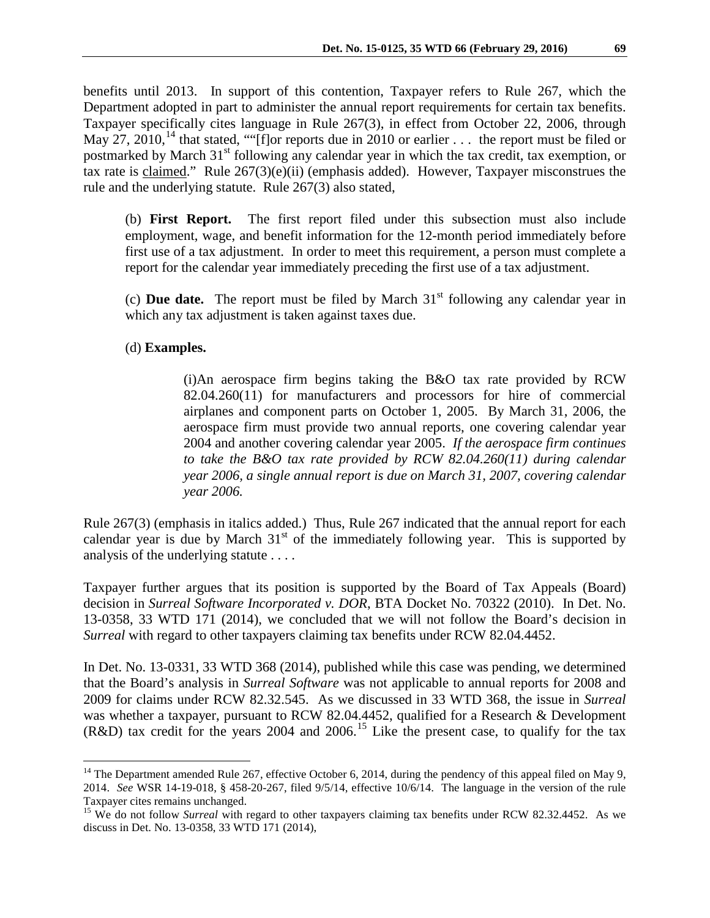benefits until 2013. In support of this contention, Taxpayer refers to Rule 267, which the Department adopted in part to administer the annual report requirements for certain tax benefits. Taxpayer specifically cites language in Rule 267(3), in effect from October 22, 2006, through May 27, 2010,[14] that stated, ""[f]or reports due in 2010 or earlier . . . the report must be filed or postmarked by March 31st following any calendar year in which the tax credit, tax exemption, or tax rate is <u>claimed</u>." Rule 267(3)(e)(ii) (emphasis added). However, Taxpayer misconstrues the rule and the underlying statute. Rule 267(3) also stated,

> (b) **First Report.** The first report filed under this subsection must also include employment, wage, and benefit information for the 12-month period immediately before first use of a tax adjustment. In order to meet this requirement, a person must complete a report for the calendar year immediately preceding the first use of a tax adjustment.
>
> (c) **Due date.** The report must be filed by March 31st following any calendar year in which any tax adjustment is taken against taxes due.
>
> (d) **Examples.**
>
> > (i)An aerospace firm begins taking the B&O tax rate provided by RCW 82.04.260(11) for manufacturers and processors for hire of commercial airplanes and component parts on October 1, 2005. By March 31, 2006, the aerospace firm must provide two annual reports, one covering calendar year 2004 and another covering calendar year 2005. *If the aerospace firm continues to take the B&O tax rate provided by RCW 82.04.260(11) during calendar year 2006, a single annual report is due on March 31, 2007, covering calendar year 2006.*

Rule 267(3) (emphasis in italics added.) Thus, Rule 267 indicated that the annual report for each calendar year is due by March 31st of the immediately following year. This is supported by analysis of the underlying statute . . . .

Taxpayer further argues that its position is supported by the Board of Tax Appeals (Board) decision in *Surreal Software Incorporated v. DOR*, BTA Docket No. 70322 (2010). In Det. No. 13-0358, 33 WTD 171 (2014), we concluded that we will not follow the Board's decision in *Surreal* with regard to other taxpayers claiming tax benefits under RCW 82.04.4452.

In Det. No. 13-0331, 33 WTD 368 (2014), published while this case was pending, we determined that the Board's analysis in *Surreal Software* was not applicable to annual reports for 2008 and 2009 for claims under RCW 82.32.545. As we discussed in 33 WTD 368, the issue in *Surreal* was whether a taxpayer, pursuant to RCW 82.04.4452, qualified for a Research & Development (R&D) tax credit for the years 2004 and 2006.[15] Like the present case, to qualify for the tax

---

[14] The Department amended Rule 267, effective October 6, 2014, during the pendency of this appeal filed on May 9, 2014. *See* WSR 14-19-018, § 458-20-267, filed 9/5/14, effective 10/6/14. The language in the version of the rule Taxpayer cites remains unchanged.

[15] We do not follow *Surreal* with regard to other taxpayers claiming tax benefits under RCW 82.32.4452. As we discuss in Det. No. 13-0358, 33 WTD 171 (2014),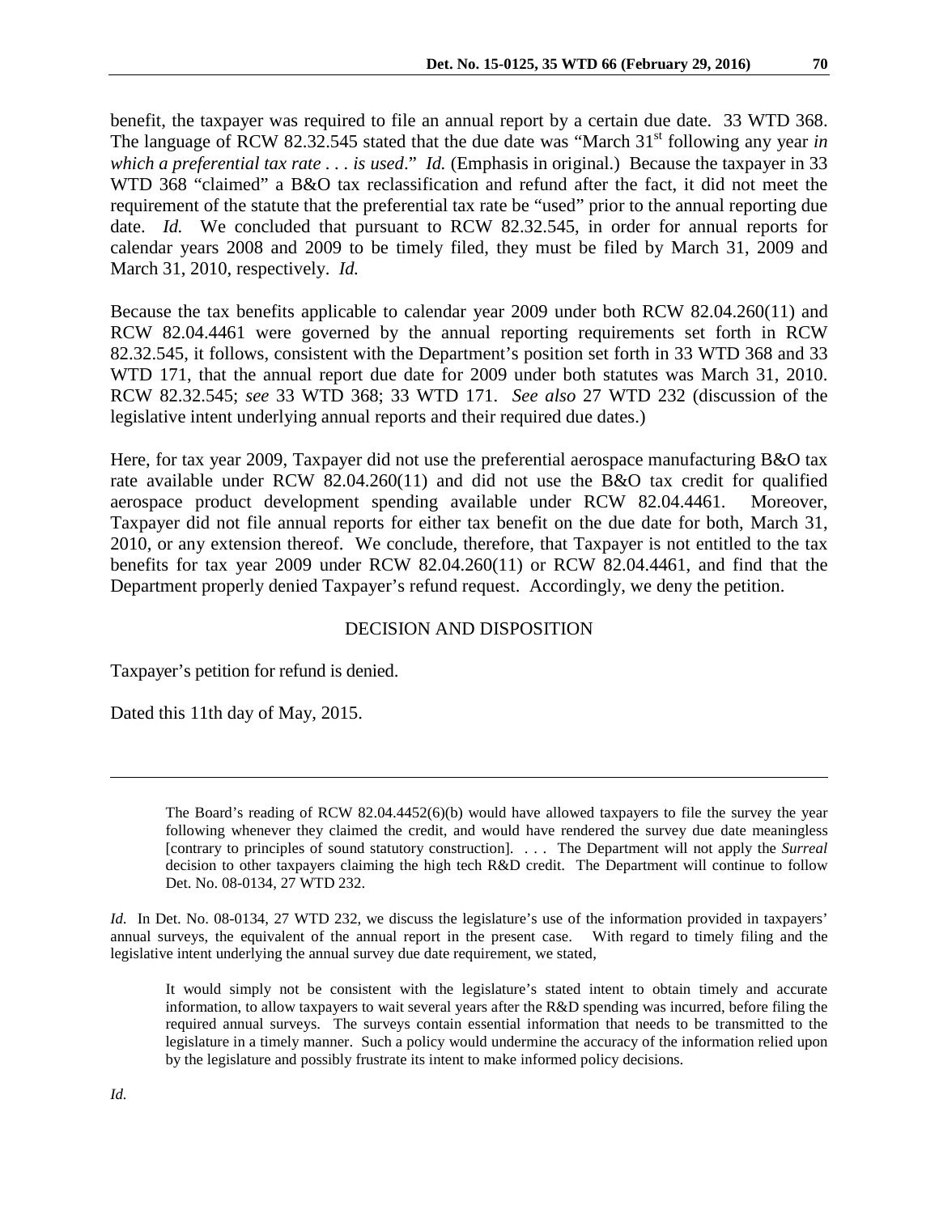benefit, the taxpayer was required to file an annual report by a certain due date. 33 WTD 368. The language of RCW 82.32.545 stated that the due date was "March 31st following any year *in which a preferential tax rate . . . is used*." *Id.* (Emphasis in original.) Because the taxpayer in 33 WTD 368 "claimed" a B&O tax reclassification and refund after the fact, it did not meet the requirement of the statute that the preferential tax rate be "used" prior to the annual reporting due date. *Id.* We concluded that pursuant to RCW 82.32.545, in order for annual reports for calendar years 2008 and 2009 to be timely filed, they must be filed by March 31, 2009 and March 31, 2010, respectively. *Id.*

Because the tax benefits applicable to calendar year 2009 under both RCW 82.04.260(11) and RCW 82.04.4461 were governed by the annual reporting requirements set forth in RCW 82.32.545, it follows, consistent with the Department's position set forth in 33 WTD 368 and 33 WTD 171, that the annual report due date for 2009 under both statutes was March 31, 2010. RCW 82.32.545; *see* 33 WTD 368; 33 WTD 171. *See also* 27 WTD 232 (discussion of the legislative intent underlying annual reports and their required due dates.)

Here, for tax year 2009, Taxpayer did not use the preferential aerospace manufacturing B&O tax rate available under RCW 82.04.260(11) and did not use the B&O tax credit for qualified aerospace product development spending available under RCW 82.04.4461. Moreover, Taxpayer did not file annual reports for either tax benefit on the due date for both, March 31, 2010, or any extension thereof. We conclude, therefore, that Taxpayer is not entitled to the tax benefits for tax year 2009 under RCW 82.04.260(11) or RCW 82.04.4461, and find that the Department properly denied Taxpayer's refund request. Accordingly, we deny the petition.

## DECISION AND DISPOSITION

Taxpayer's petition for refund is denied.

Dated this 11th day of May, 2015.

---

> The Board's reading of RCW 82.04.4452(6)(b) would have allowed taxpayers to file the survey the year following whenever they claimed the credit, and would have rendered the survey due date meaningless [contrary to principles of sound statutory construction]. . . . The Department will not apply the *Surreal* decision to other taxpayers claiming the high tech R&D credit. The Department will continue to follow Det. No. 08-0134, 27 WTD 232.

*Id.* In Det. No. 08-0134, 27 WTD 232, we discuss the legislature's use of the information provided in taxpayers' annual surveys, the equivalent of the annual report in the present case. With regard to timely filing and the legislative intent underlying the annual survey due date requirement, we stated,

> It would simply not be consistent with the legislature's stated intent to obtain timely and accurate information, to allow taxpayers to wait several years after the R&D spending was incurred, before filing the required annual surveys. The surveys contain essential information that needs to be transmitted to the legislature in a timely manner. Such a policy would undermine the accuracy of the information relied upon by the legislature and possibly frustrate its intent to make informed policy decisions.

*Id.*